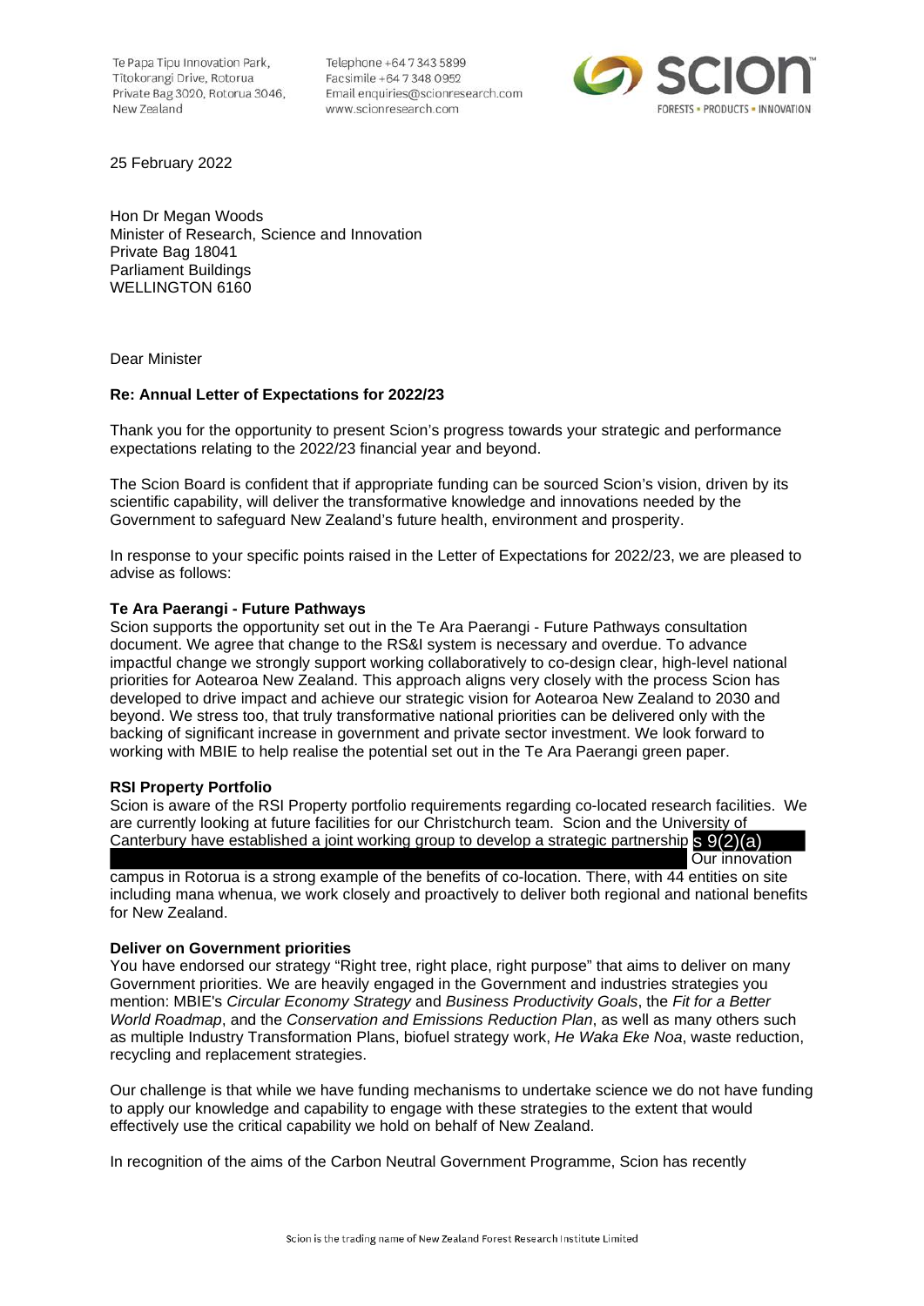Te Papa Tipu Innovation Park,
Titokorangi Drive, Rotorua
Private Bag 3020, Rotorua 3046,
New Zealand

Telephone +64 7 343 5899
Facsimile +64 7 348 0952
Email enquiries@scionresearch.com
www.scionresearch.com

SCION FORESTS • PRODUCTS • INNOVATION

25 February 2022

Hon Dr Megan Woods
Minister of Research, Science and Innovation
Private Bag 18041
Parliament Buildings
WELLINGTON 6160

Dear Minister

**Re: Annual Letter of Expectations for 2022/23**

Thank you for the opportunity to present Scion's progress towards your strategic and performance expectations relating to the 2022/23 financial year and beyond.

The Scion Board is confident that if appropriate funding can be sourced Scion's vision, driven by its scientific capability, will deliver the transformative knowledge and innovations needed by the Government to safeguard New Zealand's future health, environment and prosperity.

In response to your specific points raised in the Letter of Expectations for 2022/23, we are pleased to advise as follows:

**Te Ara Paerangi - Future Pathways**
Scion supports the opportunity set out in the Te Ara Paerangi - Future Pathways consultation document. We agree that change to the RS&I system is necessary and overdue. To advance impactful change we strongly support working collaboratively to co-design clear, high-level national priorities for Aotearoa New Zealand. This approach aligns very closely with the process Scion has developed to drive impact and achieve our strategic vision for Aotearoa New Zealand to 2030 and beyond. We stress too, that truly transformative national priorities can be delivered only with the backing of significant increase in government and private sector investment. We look forward to working with MBIE to help realise the potential set out in the Te Ara Paerangi green paper.

**RSI Property Portfolio**
Scion is aware of the RSI Property portfolio requirements regarding co-located research facilities. We are currently looking at future facilities for our Christchurch team. Scion and the University of Canterbury have established a joint working group to develop a strategic partnership s 9(2)(a) [redacted] Our innovation campus in Rotorua is a strong example of the benefits of co-location. There, with 44 entities on site including mana whenua, we work closely and proactively to deliver both regional and national benefits for New Zealand.

**Deliver on Government priorities**
You have endorsed our strategy "Right tree, right place, right purpose" that aims to deliver on many Government priorities. We are heavily engaged in the Government and industries strategies you mention: MBIE's *Circular Economy Strategy* and *Business Productivity Goals*, the *Fit for a Better World Roadmap*, and the *Conservation and Emissions Reduction Plan*, as well as many others such as multiple Industry Transformation Plans, biofuel strategy work, *He Waka Eke Noa*, waste reduction, recycling and replacement strategies.

Our challenge is that while we have funding mechanisms to undertake science we do not have funding to apply our knowledge and capability to engage with these strategies to the extent that would effectively use the critical capability we hold on behalf of New Zealand.

In recognition of the aims of the Carbon Neutral Government Programme, Scion has recently

Scion is the trading name of New Zealand Forest Research Institute Limited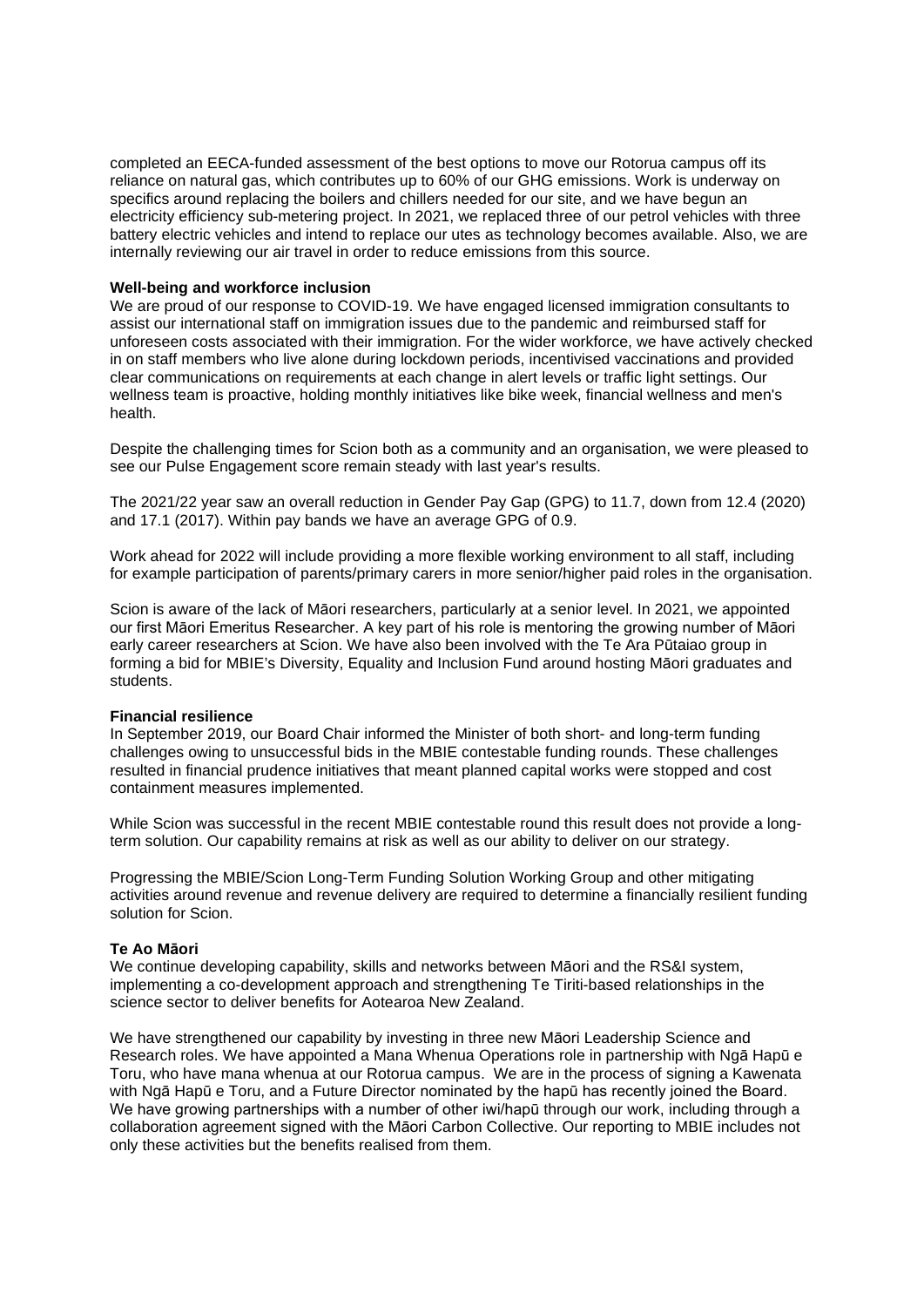completed an EECA-funded assessment of the best options to move our Rotorua campus off its reliance on natural gas, which contributes up to 60% of our GHG emissions. Work is underway on specifics around replacing the boilers and chillers needed for our site, and we have begun an electricity efficiency sub-metering project. In 2021, we replaced three of our petrol vehicles with three battery electric vehicles and intend to replace our utes as technology becomes available. Also, we are internally reviewing our air travel in order to reduce emissions from this source.

**Well-being and workforce inclusion**

We are proud of our response to COVID-19. We have engaged licensed immigration consultants to assist our international staff on immigration issues due to the pandemic and reimbursed staff for unforeseen costs associated with their immigration. For the wider workforce, we have actively checked in on staff members who live alone during lockdown periods, incentivised vaccinations and provided clear communications on requirements at each change in alert levels or traffic light settings. Our wellness team is proactive, holding monthly initiatives like bike week, financial wellness and men's health.

Despite the challenging times for Scion both as a community and an organisation, we were pleased to see our Pulse Engagement score remain steady with last year's results.

The 2021/22 year saw an overall reduction in Gender Pay Gap (GPG) to 11.7, down from 12.4 (2020) and 17.1 (2017). Within pay bands we have an average GPG of 0.9.

Work ahead for 2022 will include providing a more flexible working environment to all staff, including for example participation of parents/primary carers in more senior/higher paid roles in the organisation.

Scion is aware of the lack of Māori researchers, particularly at a senior level. In 2021, we appointed our first Māori Emeritus Researcher. A key part of his role is mentoring the growing number of Māori early career researchers at Scion. We have also been involved with the Te Ara Pūtaiao group in forming a bid for MBIE's Diversity, Equality and Inclusion Fund around hosting Māori graduates and students.

**Financial resilience**

In September 2019, our Board Chair informed the Minister of both short- and long-term funding challenges owing to unsuccessful bids in the MBIE contestable funding rounds. These challenges resulted in financial prudence initiatives that meant planned capital works were stopped and cost containment measures implemented.

While Scion was successful in the recent MBIE contestable round this result does not provide a long-term solution. Our capability remains at risk as well as our ability to deliver on our strategy.

Progressing the MBIE/Scion Long-Term Funding Solution Working Group and other mitigating activities around revenue and revenue delivery are required to determine a financially resilient funding solution for Scion.

**Te Ao Māori**

We continue developing capability, skills and networks between Māori and the RS&I system, implementing a co-development approach and strengthening Te Tiriti-based relationships in the science sector to deliver benefits for Aotearoa New Zealand.

We have strengthened our capability by investing in three new Māori Leadership Science and Research roles. We have appointed a Mana Whenua Operations role in partnership with Ngā Hapū e Toru, who have mana whenua at our Rotorua campus. We are in the process of signing a Kawenata with Ngā Hapū e Toru, and a Future Director nominated by the hapū has recently joined the Board. We have growing partnerships with a number of other iwi/hapū through our work, including through a collaboration agreement signed with the Māori Carbon Collective. Our reporting to MBIE includes not only these activities but the benefits realised from them.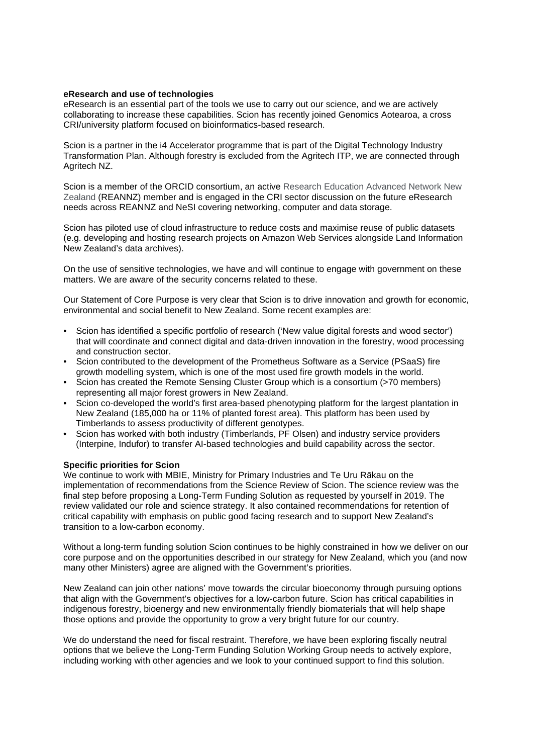**eResearch and use of technologies**
eResearch is an essential part of the tools we use to carry out our science, and we are actively collaborating to increase these capabilities. Scion has recently joined Genomics Aotearoa, a cross CRI/university platform focused on bioinformatics-based research.

Scion is a partner in the i4 Accelerator programme that is part of the Digital Technology Industry Transformation Plan. Although forestry is excluded from the Agritech ITP, we are connected through Agritech NZ.

Scion is a member of the ORCID consortium, an active Research Education Advanced Network New Zealand (REANNZ) member and is engaged in the CRI sector discussion on the future eResearch needs across REANNZ and NeSI covering networking, computer and data storage.

Scion has piloted use of cloud infrastructure to reduce costs and maximise reuse of public datasets (e.g. developing and hosting research projects on Amazon Web Services alongside Land Information New Zealand's data archives).

On the use of sensitive technologies, we have and will continue to engage with government on these matters. We are aware of the security concerns related to these.

Our Statement of Core Purpose is very clear that Scion is to drive innovation and growth for economic, environmental and social benefit to New Zealand. Some recent examples are:

- Scion has identified a specific portfolio of research ('New value digital forests and wood sector') that will coordinate and connect digital and data-driven innovation in the forestry, wood processing and construction sector.
- Scion contributed to the development of the Prometheus Software as a Service (PSaaS) fire growth modelling system, which is one of the most used fire growth models in the world.
- Scion has created the Remote Sensing Cluster Group which is a consortium (>70 members) representing all major forest growers in New Zealand.
- Scion co-developed the world's first area-based phenotyping platform for the largest plantation in New Zealand (185,000 ha or 11% of planted forest area). This platform has been used by Timberlands to assess productivity of different genotypes.
- Scion has worked with both industry (Timberlands, PF Olsen) and industry service providers (Interpine, Indufor) to transfer AI-based technologies and build capability across the sector.

**Specific priorities for Scion**
We continue to work with MBIE, Ministry for Primary Industries and Te Uru Rākau on the implementation of recommendations from the Science Review of Scion. The science review was the final step before proposing a Long-Term Funding Solution as requested by yourself in 2019. The review validated our role and science strategy. It also contained recommendations for retention of critical capability with emphasis on public good facing research and to support New Zealand's transition to a low-carbon economy.

Without a long-term funding solution Scion continues to be highly constrained in how we deliver on our core purpose and on the opportunities described in our strategy for New Zealand, which you (and now many other Ministers) agree are aligned with the Government's priorities.

New Zealand can join other nations' move towards the circular bioeconomy through pursuing options that align with the Government's objectives for a low-carbon future. Scion has critical capabilities in indigenous forestry, bioenergy and new environmentally friendly biomaterials that will help shape those options and provide the opportunity to grow a very bright future for our country.

We do understand the need for fiscal restraint. Therefore, we have been exploring fiscally neutral options that we believe the Long-Term Funding Solution Working Group needs to actively explore, including working with other agencies and we look to your continued support to find this solution.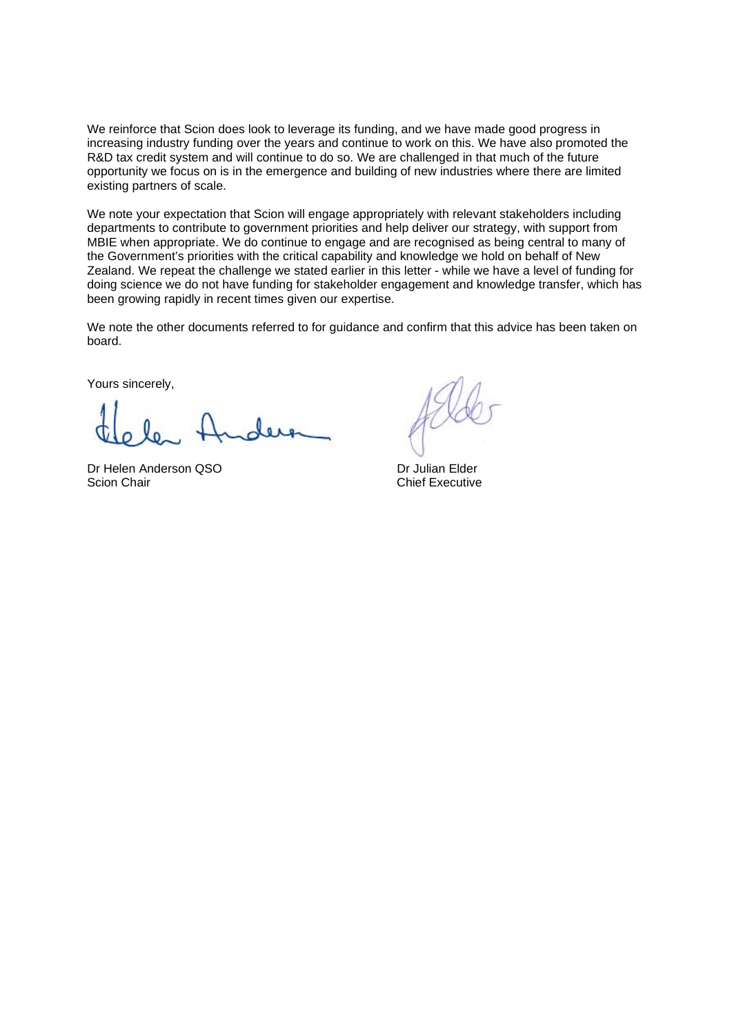We reinforce that Scion does look to leverage its funding, and we have made good progress in increasing industry funding over the years and continue to work on this. We have also promoted the R&D tax credit system and will continue to do so. We are challenged in that much of the future opportunity we focus on is in the emergence and building of new industries where there are limited existing partners of scale.

We note your expectation that Scion will engage appropriately with relevant stakeholders including departments to contribute to government priorities and help deliver our strategy, with support from MBIE when appropriate. We do continue to engage and are recognised as being central to many of the Government's priorities with the critical capability and knowledge we hold on behalf of New Zealand. We repeat the challenge we stated earlier in this letter - while we have a level of funding for doing science we do not have funding for stakeholder engagement and knowledge transfer, which has been growing rapidly in recent times given our expertise.

We note the other documents referred to for guidance and confirm that this advice has been taken on board.

Yours sincerely,

| | |
|---|---|
| Dr Helen Anderson QSO | Dr Julian Elder |
| Scion Chair | Chief Executive |